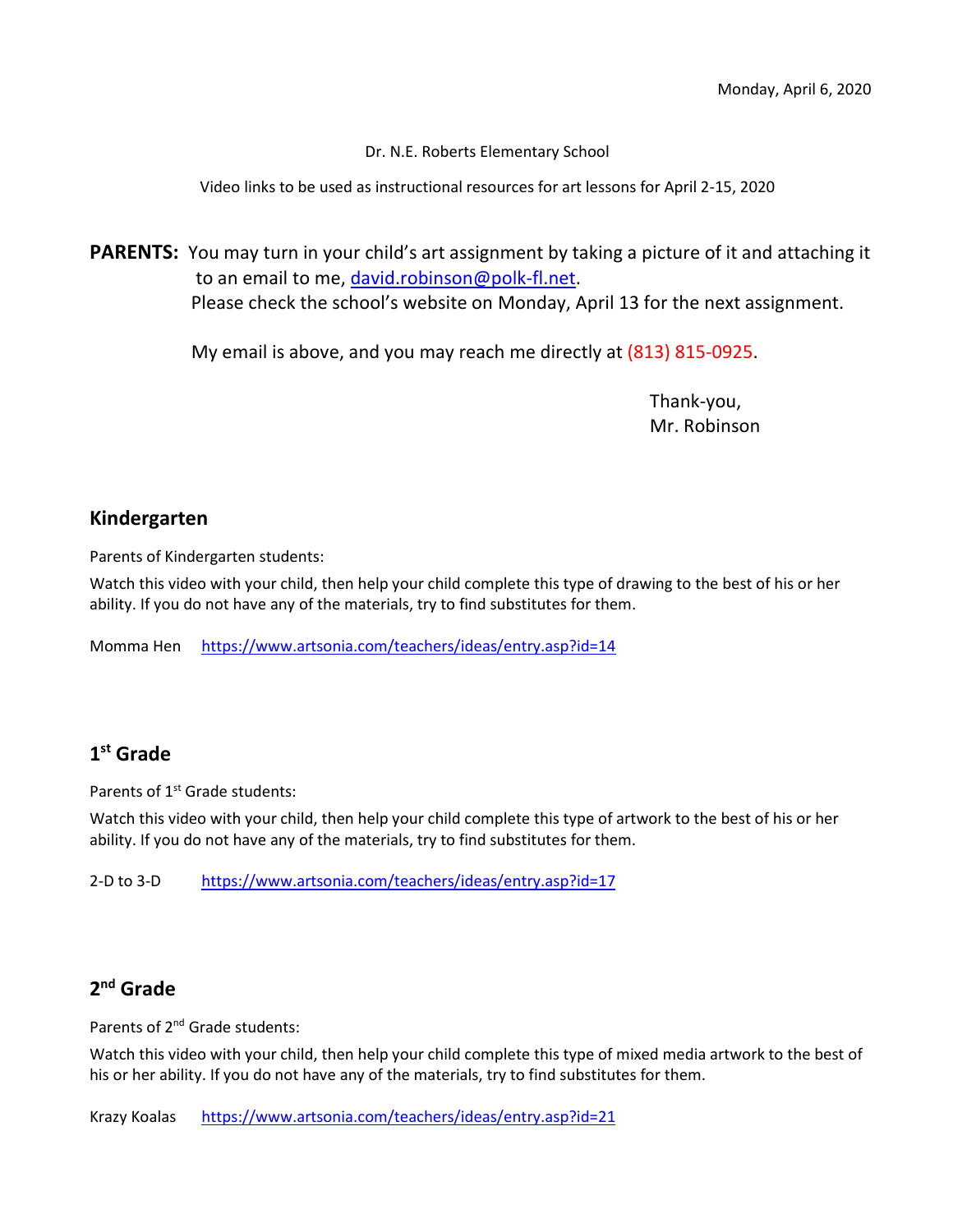Monday, April 6, 2020

Dr. N.E. Roberts Elementary School

Video links to be used as instructional resources for art lessons for April 2-15, 2020

**PARENTS:** You may turn in your child's art assignment by taking a picture of it and attaching it to an email to me, david.robinson@polk-fl.net.
Please check the school's website on Monday, April 13 for the next assignment.

My email is above, and you may reach me directly at (813) 815-0925.

Thank-you,
Mr. Robinson

## Kindergarten

Parents of Kindergarten students:

Watch this video with your child, then help your child complete this type of drawing to the best of his or her ability. If you do not have any of the materials, try to find substitutes for them.

Momma Hen https://www.artsonia.com/teachers/ideas/entry.asp?id=14

## 1st Grade

Parents of 1st Grade students:

Watch this video with your child, then help your child complete this type of artwork to the best of his or her ability. If you do not have any of the materials, try to find substitutes for them.

2-D to 3-D https://www.artsonia.com/teachers/ideas/entry.asp?id=17

## 2nd Grade

Parents of 2nd Grade students:

Watch this video with your child, then help your child complete this type of mixed media artwork to the best of his or her ability. If you do not have any of the materials, try to find substitutes for them.

Krazy Koalas https://www.artsonia.com/teachers/ideas/entry.asp?id=21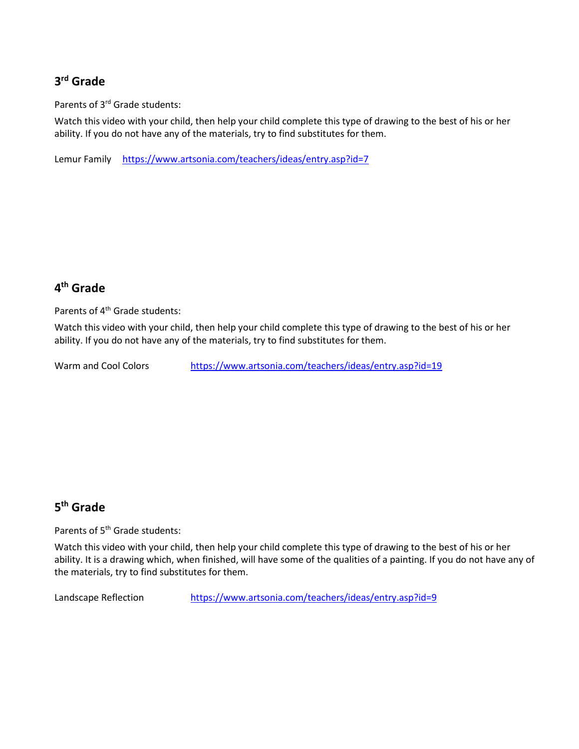## 3rd Grade

Parents of 3rd Grade students:

Watch this video with your child, then help your child complete this type of drawing to the best of his or her ability. If you do not have any of the materials, try to find substitutes for them.

Lemur Family https://www.artsonia.com/teachers/ideas/entry.asp?id=7

## 4th Grade

Parents of 4th Grade students:

Watch this video with your child, then help your child complete this type of drawing to the best of his or her ability. If you do not have any of the materials, try to find substitutes for them.

Warm and Cool Colors https://www.artsonia.com/teachers/ideas/entry.asp?id=19

## 5th Grade

Parents of 5th Grade students:

Watch this video with your child, then help your child complete this type of drawing to the best of his or her ability. It is a drawing which, when finished, will have some of the qualities of a painting. If you do not have any of the materials, try to find substitutes for them.

Landscape Reflection https://www.artsonia.com/teachers/ideas/entry.asp?id=9